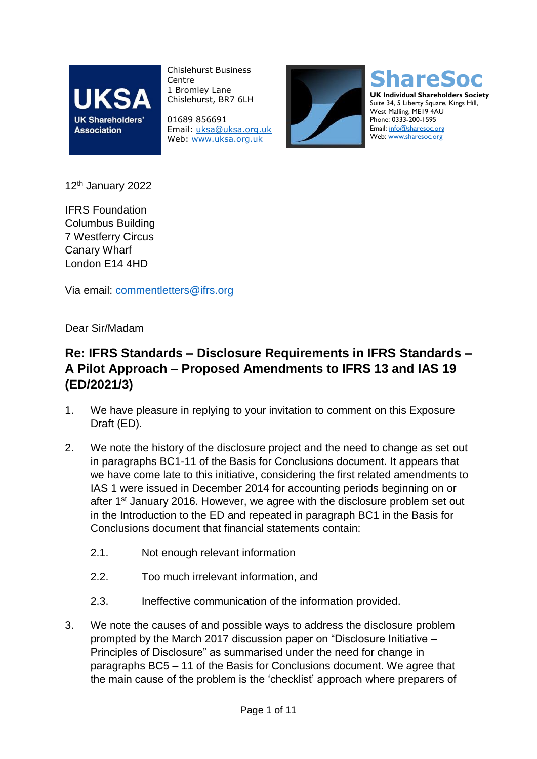**UKSA**
UK Shareholders' Association

Chislehurst Business Centre
1 Bromley Lane
Chislehurst, BR7 6LH

01689 856691
Email: uksa@uksa.org.uk
Web: www.uksa.org.uk

**ShareSoc**
**UK Individual Shareholders Society**
Suite 34, 5 Liberty Square, Kings Hill,
West Malling, ME19 4AU
Phone: 0333-200-1595
Email: info@sharesoc.org
Web: www.sharesoc.org

12th January 2022

IFRS Foundation
Columbus Building
7 Westferry Circus
Canary Wharf
London E14 4HD

Via email: commentletters@ifrs.org

Dear Sir/Madam

## Re: IFRS Standards – Disclosure Requirements in IFRS Standards – A Pilot Approach – Proposed Amendments to IFRS 13 and IAS 19 (ED/2021/3)

1. We have pleasure in replying to your invitation to comment on this Exposure Draft (ED).

2. We note the history of the disclosure project and the need to change as set out in paragraphs BC1-11 of the Basis for Conclusions document. It appears that we have come late to this initiative, considering the first related amendments to IAS 1 were issued in December 2014 for accounting periods beginning on or after 1st January 2016. However, we agree with the disclosure problem set out in the Introduction to the ED and repeated in paragraph BC1 in the Basis for Conclusions document that financial statements contain:

   2.1. Not enough relevant information

   2.2. Too much irrelevant information, and

   2.3. Ineffective communication of the information provided.

3. We note the causes of and possible ways to address the disclosure problem prompted by the March 2017 discussion paper on "Disclosure Initiative – Principles of Disclosure" as summarised under the need for change in paragraphs BC5 – 11 of the Basis for Conclusions document. We agree that the main cause of the problem is the 'checklist' approach where preparers of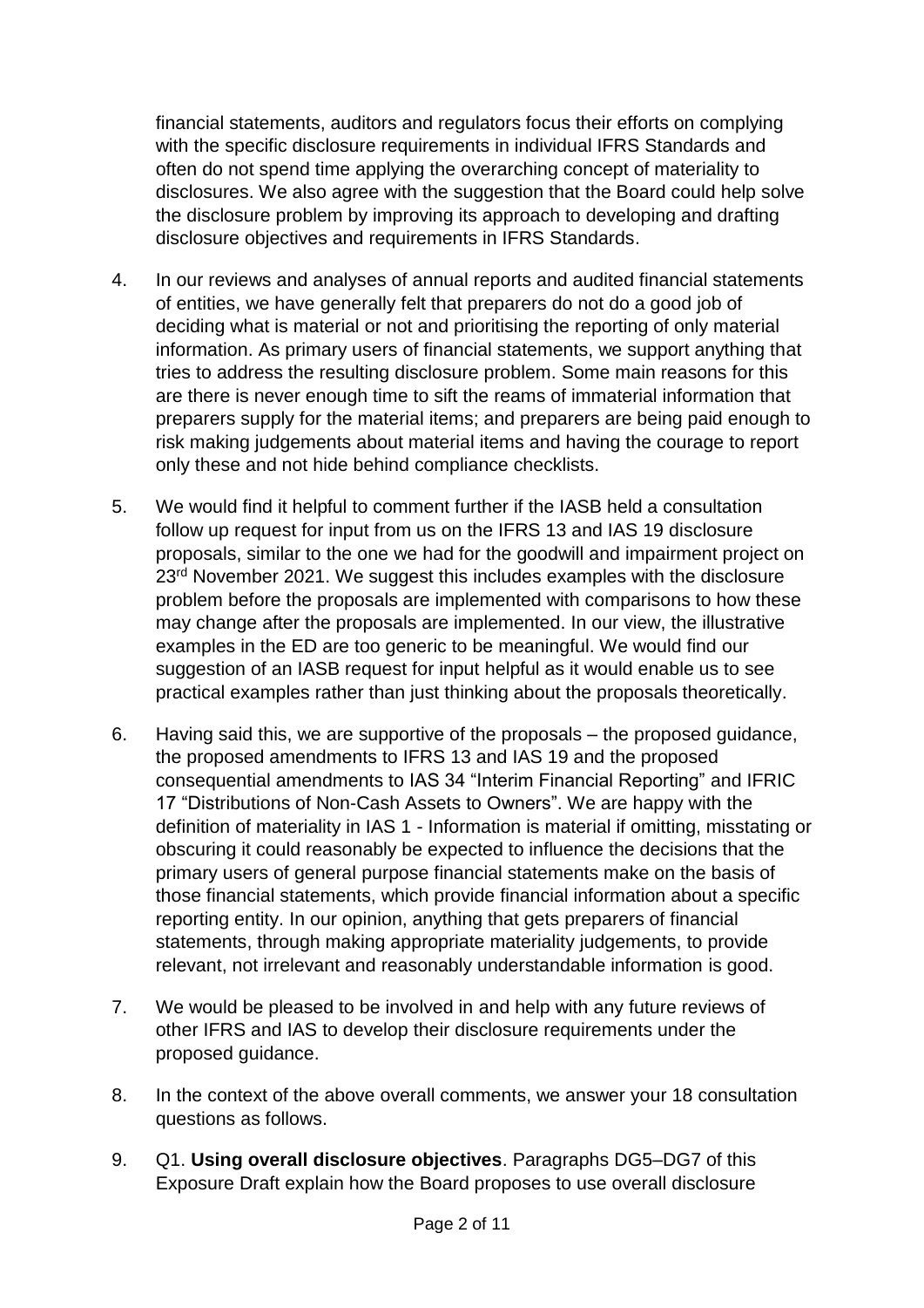financial statements, auditors and regulators focus their efforts on complying with the specific disclosure requirements in individual IFRS Standards and often do not spend time applying the overarching concept of materiality to disclosures. We also agree with the suggestion that the Board could help solve the disclosure problem by improving its approach to developing and drafting disclosure objectives and requirements in IFRS Standards.

4. In our reviews and analyses of annual reports and audited financial statements of entities, we have generally felt that preparers do not do a good job of deciding what is material or not and prioritising the reporting of only material information. As primary users of financial statements, we support anything that tries to address the resulting disclosure problem. Some main reasons for this are there is never enough time to sift the reams of immaterial information that preparers supply for the material items; and preparers are being paid enough to risk making judgements about material items and having the courage to report only these and not hide behind compliance checklists.

5. We would find it helpful to comment further if the IASB held a consultation follow up request for input from us on the IFRS 13 and IAS 19 disclosure proposals, similar to the one we had for the goodwill and impairment project on 23rd November 2021. We suggest this includes examples with the disclosure problem before the proposals are implemented with comparisons to how these may change after the proposals are implemented. In our view, the illustrative examples in the ED are too generic to be meaningful. We would find our suggestion of an IASB request for input helpful as it would enable us to see practical examples rather than just thinking about the proposals theoretically.

6. Having said this, we are supportive of the proposals – the proposed guidance, the proposed amendments to IFRS 13 and IAS 19 and the proposed consequential amendments to IAS 34 "Interim Financial Reporting" and IFRIC 17 "Distributions of Non-Cash Assets to Owners". We are happy with the definition of materiality in IAS 1 - Information is material if omitting, misstating or obscuring it could reasonably be expected to influence the decisions that the primary users of general purpose financial statements make on the basis of those financial statements, which provide financial information about a specific reporting entity. In our opinion, anything that gets preparers of financial statements, through making appropriate materiality judgements, to provide relevant, not irrelevant and reasonably understandable information is good.

7. We would be pleased to be involved in and help with any future reviews of other IFRS and IAS to develop their disclosure requirements under the proposed guidance.

8. In the context of the above overall comments, we answer your 18 consultation questions as follows.

9. Q1. **Using overall disclosure objectives**. Paragraphs DG5–DG7 of this Exposure Draft explain how the Board proposes to use overall disclosure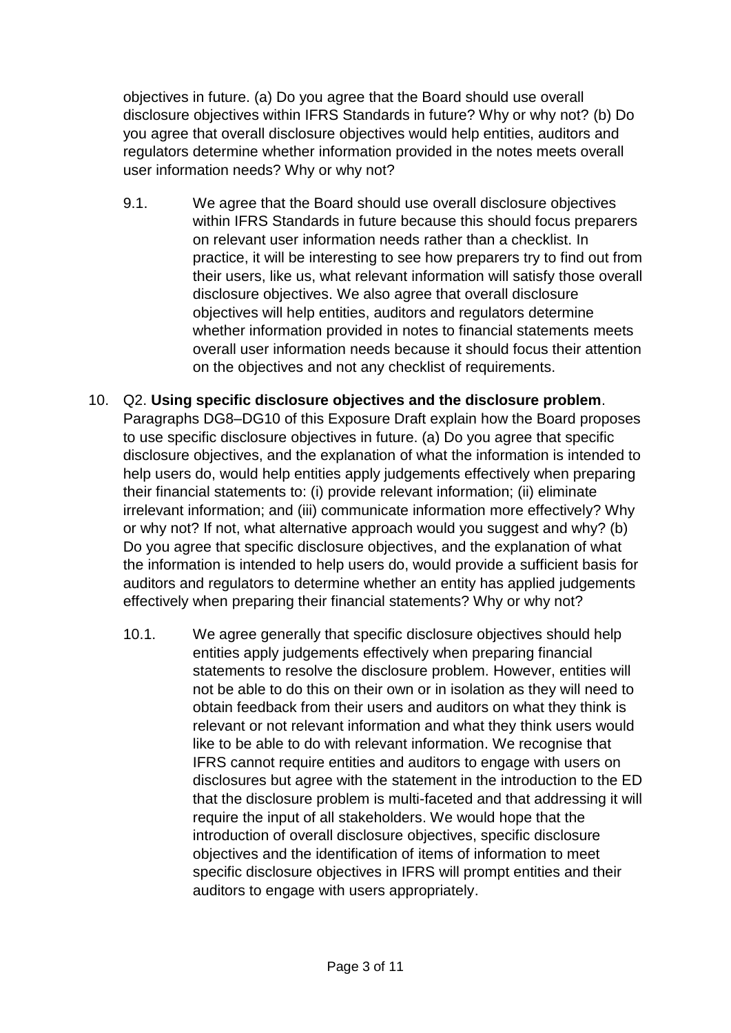objectives in future. (a) Do you agree that the Board should use overall disclosure objectives within IFRS Standards in future? Why or why not? (b) Do you agree that overall disclosure objectives would help entities, auditors and regulators determine whether information provided in the notes meets overall user information needs? Why or why not?

9.1. We agree that the Board should use overall disclosure objectives within IFRS Standards in future because this should focus preparers on relevant user information needs rather than a checklist. In practice, it will be interesting to see how preparers try to find out from their users, like us, what relevant information will satisfy those overall disclosure objectives. We also agree that overall disclosure objectives will help entities, auditors and regulators determine whether information provided in notes to financial statements meets overall user information needs because it should focus their attention on the objectives and not any checklist of requirements.

10. Q2. **Using specific disclosure objectives and the disclosure problem**. Paragraphs DG8–DG10 of this Exposure Draft explain how the Board proposes to use specific disclosure objectives in future. (a) Do you agree that specific disclosure objectives, and the explanation of what the information is intended to help users do, would help entities apply judgements effectively when preparing their financial statements to: (i) provide relevant information; (ii) eliminate irrelevant information; and (iii) communicate information more effectively? Why or why not? If not, what alternative approach would you suggest and why? (b) Do you agree that specific disclosure objectives, and the explanation of what the information is intended to help users do, would provide a sufficient basis for auditors and regulators to determine whether an entity has applied judgements effectively when preparing their financial statements? Why or why not?

10.1. We agree generally that specific disclosure objectives should help entities apply judgements effectively when preparing financial statements to resolve the disclosure problem. However, entities will not be able to do this on their own or in isolation as they will need to obtain feedback from their users and auditors on what they think is relevant or not relevant information and what they think users would like to be able to do with relevant information. We recognise that IFRS cannot require entities and auditors to engage with users on disclosures but agree with the statement in the introduction to the ED that the disclosure problem is multi-faceted and that addressing it will require the input of all stakeholders. We would hope that the introduction of overall disclosure objectives, specific disclosure objectives and the identification of items of information to meet specific disclosure objectives in IFRS will prompt entities and their auditors to engage with users appropriately.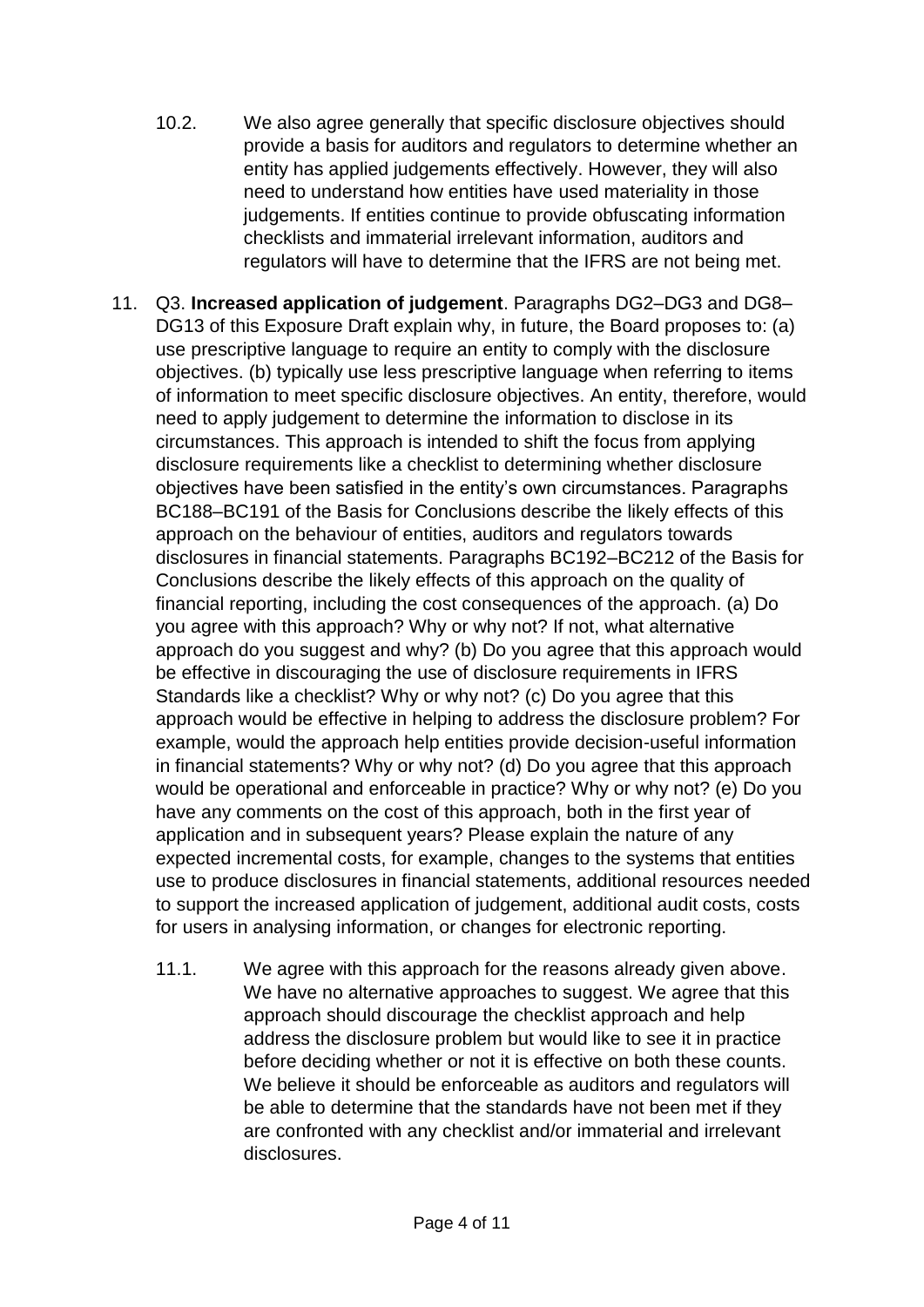10.2. We also agree generally that specific disclosure objectives should provide a basis for auditors and regulators to determine whether an entity has applied judgements effectively. However, they will also need to understand how entities have used materiality in those judgements. If entities continue to provide obfuscating information checklists and immaterial irrelevant information, auditors and regulators will have to determine that the IFRS are not being met.

11. Q3. **Increased application of judgement**. Paragraphs DG2–DG3 and DG8–DG13 of this Exposure Draft explain why, in future, the Board proposes to: (a) use prescriptive language to require an entity to comply with the disclosure objectives. (b) typically use less prescriptive language when referring to items of information to meet specific disclosure objectives. An entity, therefore, would need to apply judgement to determine the information to disclose in its circumstances. This approach is intended to shift the focus from applying disclosure requirements like a checklist to determining whether disclosure objectives have been satisfied in the entity's own circumstances. Paragraphs BC188–BC191 of the Basis for Conclusions describe the likely effects of this approach on the behaviour of entities, auditors and regulators towards disclosures in financial statements. Paragraphs BC192–BC212 of the Basis for Conclusions describe the likely effects of this approach on the quality of financial reporting, including the cost consequences of the approach. (a) Do you agree with this approach? Why or why not? If not, what alternative approach do you suggest and why? (b) Do you agree that this approach would be effective in discouraging the use of disclosure requirements in IFRS Standards like a checklist? Why or why not? (c) Do you agree that this approach would be effective in helping to address the disclosure problem? For example, would the approach help entities provide decision-useful information in financial statements? Why or why not? (d) Do you agree that this approach would be operational and enforceable in practice? Why or why not? (e) Do you have any comments on the cost of this approach, both in the first year of application and in subsequent years? Please explain the nature of any expected incremental costs, for example, changes to the systems that entities use to produce disclosures in financial statements, additional resources needed to support the increased application of judgement, additional audit costs, costs for users in analysing information, or changes for electronic reporting.

11.1. We agree with this approach for the reasons already given above. We have no alternative approaches to suggest. We agree that this approach should discourage the checklist approach and help address the disclosure problem but would like to see it in practice before deciding whether or not it is effective on both these counts. We believe it should be enforceable as auditors and regulators will be able to determine that the standards have not been met if they are confronted with any checklist and/or immaterial and irrelevant disclosures.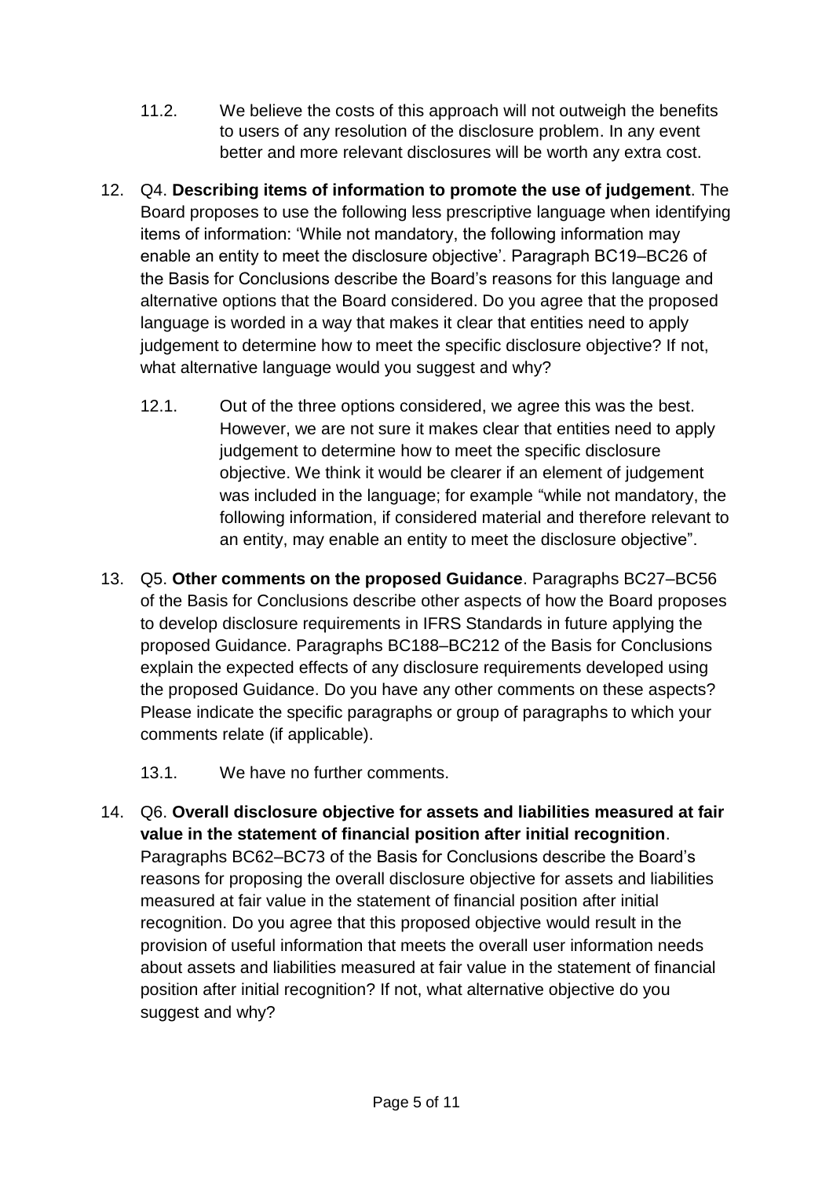11.2. We believe the costs of this approach will not outweigh the benefits to users of any resolution of the disclosure problem. In any event better and more relevant disclosures will be worth any extra cost.

12. Q4. **Describing items of information to promote the use of judgement**. The Board proposes to use the following less prescriptive language when identifying items of information: 'While not mandatory, the following information may enable an entity to meet the disclosure objective'. Paragraph BC19–BC26 of the Basis for Conclusions describe the Board's reasons for this language and alternative options that the Board considered. Do you agree that the proposed language is worded in a way that makes it clear that entities need to apply judgement to determine how to meet the specific disclosure objective? If not, what alternative language would you suggest and why?

    12.1. Out of the three options considered, we agree this was the best. However, we are not sure it makes clear that entities need to apply judgement to determine how to meet the specific disclosure objective. We think it would be clearer if an element of judgement was included in the language; for example "while not mandatory, the following information, if considered material and therefore relevant to an entity, may enable an entity to meet the disclosure objective".

13. Q5. **Other comments on the proposed Guidance**. Paragraphs BC27–BC56 of the Basis for Conclusions describe other aspects of how the Board proposes to develop disclosure requirements in IFRS Standards in future applying the proposed Guidance. Paragraphs BC188–BC212 of the Basis for Conclusions explain the expected effects of any disclosure requirements developed using the proposed Guidance. Do you have any other comments on these aspects? Please indicate the specific paragraphs or group of paragraphs to which your comments relate (if applicable).

    13.1. We have no further comments.

14. Q6. **Overall disclosure objective for assets and liabilities measured at fair value in the statement of financial position after initial recognition**. Paragraphs BC62–BC73 of the Basis for Conclusions describe the Board's reasons for proposing the overall disclosure objective for assets and liabilities measured at fair value in the statement of financial position after initial recognition. Do you agree that this proposed objective would result in the provision of useful information that meets the overall user information needs about assets and liabilities measured at fair value in the statement of financial position after initial recognition? If not, what alternative objective do you suggest and why?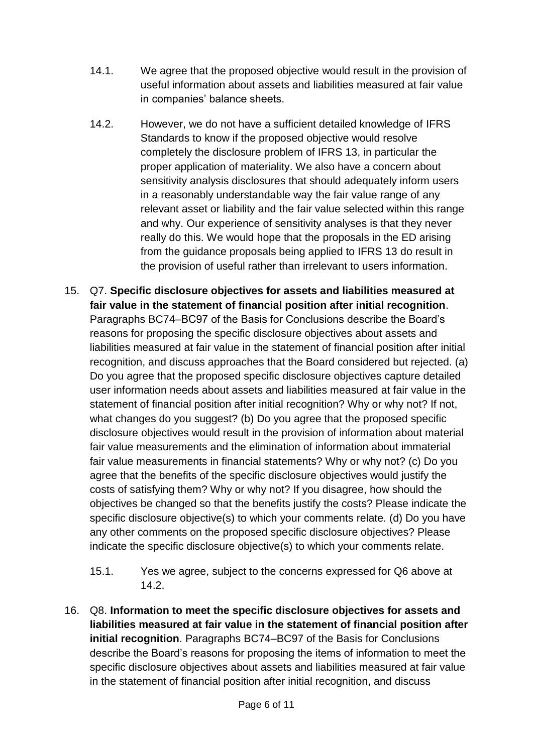14.1. We agree that the proposed objective would result in the provision of useful information about assets and liabilities measured at fair value in companies' balance sheets.

14.2. However, we do not have a sufficient detailed knowledge of IFRS Standards to know if the proposed objective would resolve completely the disclosure problem of IFRS 13, in particular the proper application of materiality. We also have a concern about sensitivity analysis disclosures that should adequately inform users in a reasonably understandable way the fair value range of any relevant asset or liability and the fair value selected within this range and why. Our experience of sensitivity analyses is that they never really do this. We would hope that the proposals in the ED arising from the guidance proposals being applied to IFRS 13 do result in the provision of useful rather than irrelevant to users information.

15. Q7. **Specific disclosure objectives for assets and liabilities measured at fair value in the statement of financial position after initial recognition**. Paragraphs BC74–BC97 of the Basis for Conclusions describe the Board's reasons for proposing the specific disclosure objectives about assets and liabilities measured at fair value in the statement of financial position after initial recognition, and discuss approaches that the Board considered but rejected. (a) Do you agree that the proposed specific disclosure objectives capture detailed user information needs about assets and liabilities measured at fair value in the statement of financial position after initial recognition? Why or why not? If not, what changes do you suggest? (b) Do you agree that the proposed specific disclosure objectives would result in the provision of information about material fair value measurements and the elimination of information about immaterial fair value measurements in financial statements? Why or why not? (c) Do you agree that the benefits of the specific disclosure objectives would justify the costs of satisfying them? Why or why not? If you disagree, how should the objectives be changed so that the benefits justify the costs? Please indicate the specific disclosure objective(s) to which your comments relate. (d) Do you have any other comments on the proposed specific disclosure objectives? Please indicate the specific disclosure objective(s) to which your comments relate.

15.1. Yes we agree, subject to the concerns expressed for Q6 above at 14.2.

16. Q8. **Information to meet the specific disclosure objectives for assets and liabilities measured at fair value in the statement of financial position after initial recognition**. Paragraphs BC74–BC97 of the Basis for Conclusions describe the Board's reasons for proposing the items of information to meet the specific disclosure objectives about assets and liabilities measured at fair value in the statement of financial position after initial recognition, and discuss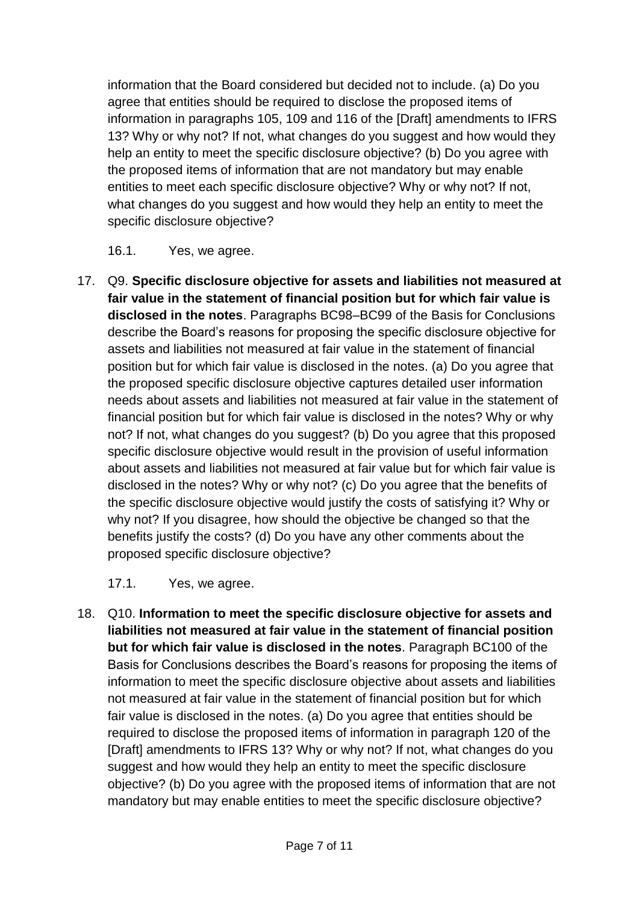information that the Board considered but decided not to include. (a) Do you agree that entities should be required to disclose the proposed items of information in paragraphs 105, 109 and 116 of the [Draft] amendments to IFRS 13? Why or why not? If not, what changes do you suggest and how would they help an entity to meet the specific disclosure objective? (b) Do you agree with the proposed items of information that are not mandatory but may enable entities to meet each specific disclosure objective? Why or why not? If not, what changes do you suggest and how would they help an entity to meet the specific disclosure objective?

16.1. Yes, we agree.

17. Q9. **Specific disclosure objective for assets and liabilities not measured at fair value in the statement of financial position but for which fair value is disclosed in the notes**. Paragraphs BC98–BC99 of the Basis for Conclusions describe the Board's reasons for proposing the specific disclosure objective for assets and liabilities not measured at fair value in the statement of financial position but for which fair value is disclosed in the notes. (a) Do you agree that the proposed specific disclosure objective captures detailed user information needs about assets and liabilities not measured at fair value in the statement of financial position but for which fair value is disclosed in the notes? Why or why not? If not, what changes do you suggest? (b) Do you agree that this proposed specific disclosure objective would result in the provision of useful information about assets and liabilities not measured at fair value but for which fair value is disclosed in the notes? Why or why not? (c) Do you agree that the benefits of the specific disclosure objective would justify the costs of satisfying it? Why or why not? If you disagree, how should the objective be changed so that the benefits justify the costs? (d) Do you have any other comments about the proposed specific disclosure objective?

    17.1. Yes, we agree.

18. Q10. **Information to meet the specific disclosure objective for assets and liabilities not measured at fair value in the statement of financial position but for which fair value is disclosed in the notes**. Paragraph BC100 of the Basis for Conclusions describes the Board's reasons for proposing the items of information to meet the specific disclosure objective about assets and liabilities not measured at fair value in the statement of financial position but for which fair value is disclosed in the notes. (a) Do you agree that entities should be required to disclose the proposed items of information in paragraph 120 of the [Draft] amendments to IFRS 13? Why or why not? If not, what changes do you suggest and how would they help an entity to meet the specific disclosure objective? (b) Do you agree with the proposed items of information that are not mandatory but may enable entities to meet the specific disclosure objective?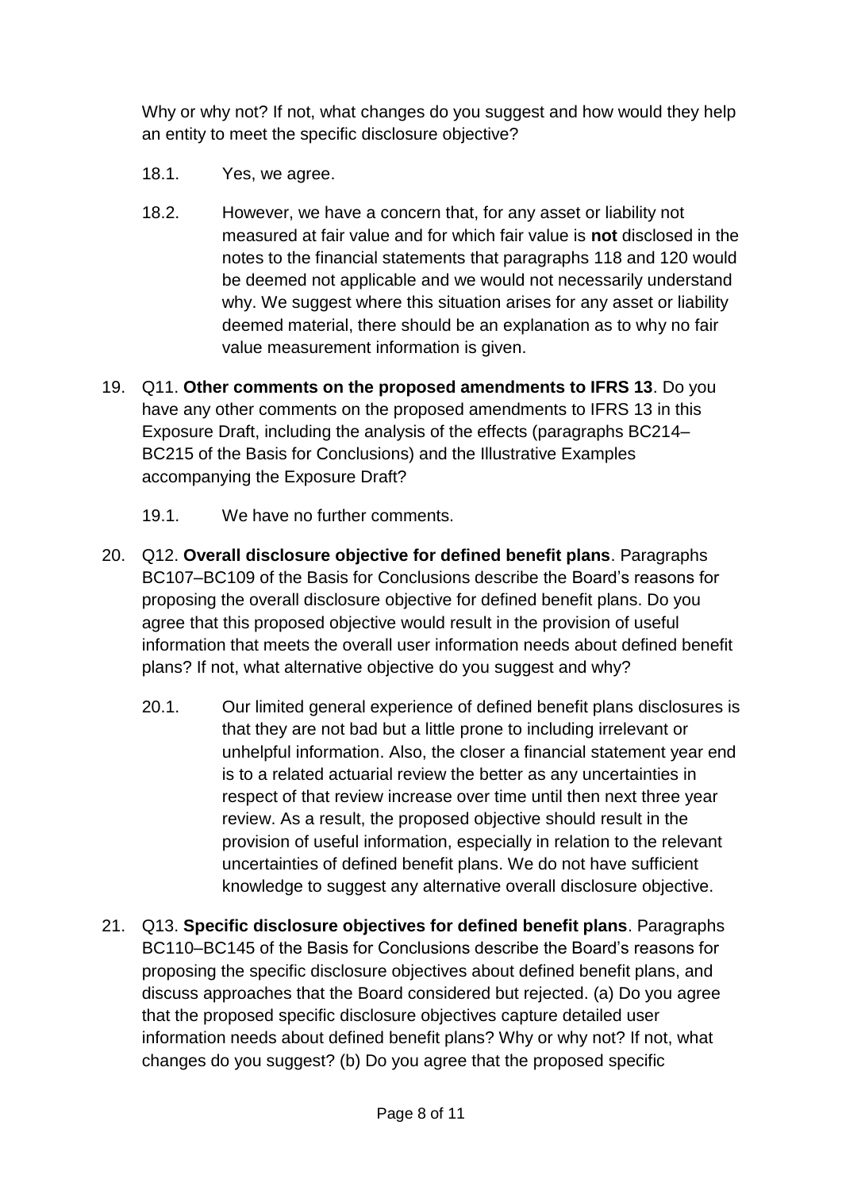Why or why not? If not, what changes do you suggest and how would they help an entity to meet the specific disclosure objective?

18.1. Yes, we agree.

18.2. However, we have a concern that, for any asset or liability not measured at fair value and for which fair value is **not** disclosed in the notes to the financial statements that paragraphs 118 and 120 would be deemed not applicable and we would not necessarily understand why. We suggest where this situation arises for any asset or liability deemed material, there should be an explanation as to why no fair value measurement information is given.

19. Q11. **Other comments on the proposed amendments to IFRS 13**. Do you have any other comments on the proposed amendments to IFRS 13 in this Exposure Draft, including the analysis of the effects (paragraphs BC214–BC215 of the Basis for Conclusions) and the Illustrative Examples accompanying the Exposure Draft?

19.1. We have no further comments.

20. Q12. **Overall disclosure objective for defined benefit plans**. Paragraphs BC107–BC109 of the Basis for Conclusions describe the Board's reasons for proposing the overall disclosure objective for defined benefit plans. Do you agree that this proposed objective would result in the provision of useful information that meets the overall user information needs about defined benefit plans? If not, what alternative objective do you suggest and why?

20.1. Our limited general experience of defined benefit plans disclosures is that they are not bad but a little prone to including irrelevant or unhelpful information. Also, the closer a financial statement year end is to a related actuarial review the better as any uncertainties in respect of that review increase over time until then next three year review. As a result, the proposed objective should result in the provision of useful information, especially in relation to the relevant uncertainties of defined benefit plans. We do not have sufficient knowledge to suggest any alternative overall disclosure objective.

21. Q13. **Specific disclosure objectives for defined benefit plans**. Paragraphs BC110–BC145 of the Basis for Conclusions describe the Board's reasons for proposing the specific disclosure objectives about defined benefit plans, and discuss approaches that the Board considered but rejected. (a) Do you agree that the proposed specific disclosure objectives capture detailed user information needs about defined benefit plans? Why or why not? If not, what changes do you suggest? (b) Do you agree that the proposed specific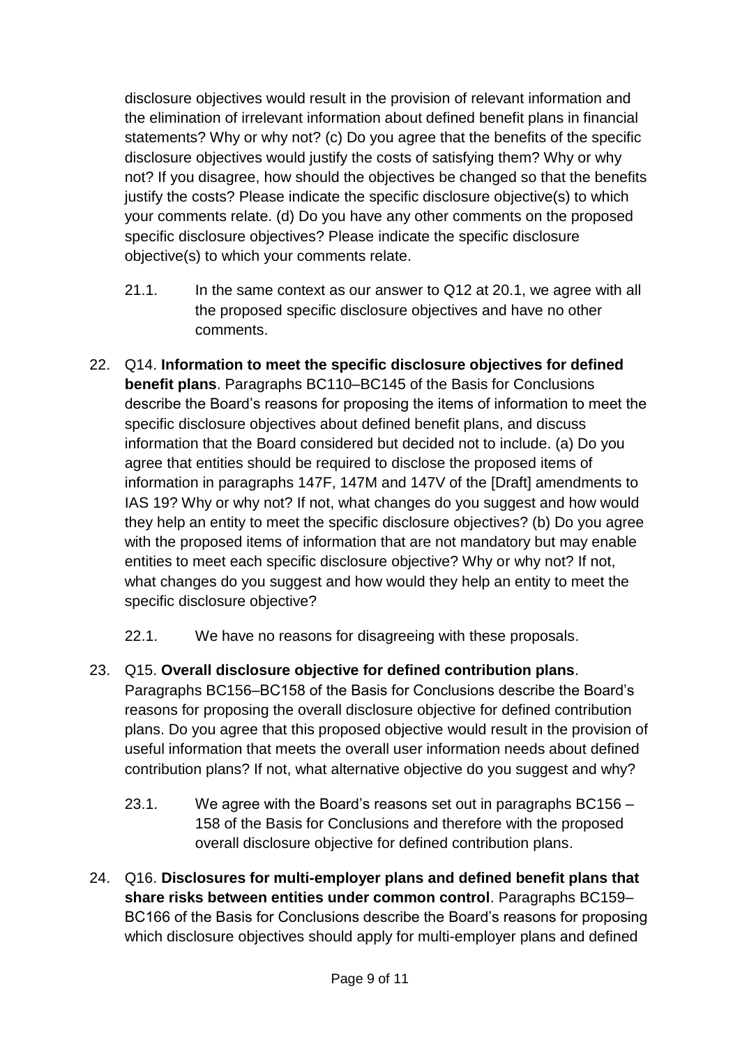disclosure objectives would result in the provision of relevant information and the elimination of irrelevant information about defined benefit plans in financial statements? Why or why not? (c) Do you agree that the benefits of the specific disclosure objectives would justify the costs of satisfying them? Why or why not? If you disagree, how should the objectives be changed so that the benefits justify the costs? Please indicate the specific disclosure objective(s) to which your comments relate. (d) Do you have any other comments on the proposed specific disclosure objectives? Please indicate the specific disclosure objective(s) to which your comments relate.

21.1. In the same context as our answer to Q12 at 20.1, we agree with all the proposed specific disclosure objectives and have no other comments.

22. Q14. **Information to meet the specific disclosure objectives for defined benefit plans**. Paragraphs BC110–BC145 of the Basis for Conclusions describe the Board's reasons for proposing the items of information to meet the specific disclosure objectives about defined benefit plans, and discuss information that the Board considered but decided not to include. (a) Do you agree that entities should be required to disclose the proposed items of information in paragraphs 147F, 147M and 147V of the [Draft] amendments to IAS 19? Why or why not? If not, what changes do you suggest and how would they help an entity to meet the specific disclosure objectives? (b) Do you agree with the proposed items of information that are not mandatory but may enable entities to meet each specific disclosure objective? Why or why not? If not, what changes do you suggest and how would they help an entity to meet the specific disclosure objective?

    22.1. We have no reasons for disagreeing with these proposals.

23. Q15. **Overall disclosure objective for defined contribution plans**. Paragraphs BC156–BC158 of the Basis for Conclusions describe the Board's reasons for proposing the overall disclosure objective for defined contribution plans. Do you agree that this proposed objective would result in the provision of useful information that meets the overall user information needs about defined contribution plans? If not, what alternative objective do you suggest and why?

    23.1. We agree with the Board's reasons set out in paragraphs BC156 – 158 of the Basis for Conclusions and therefore with the proposed overall disclosure objective for defined contribution plans.

24. Q16. **Disclosures for multi-employer plans and defined benefit plans that share risks between entities under common control**. Paragraphs BC159–BC166 of the Basis for Conclusions describe the Board's reasons for proposing which disclosure objectives should apply for multi-employer plans and defined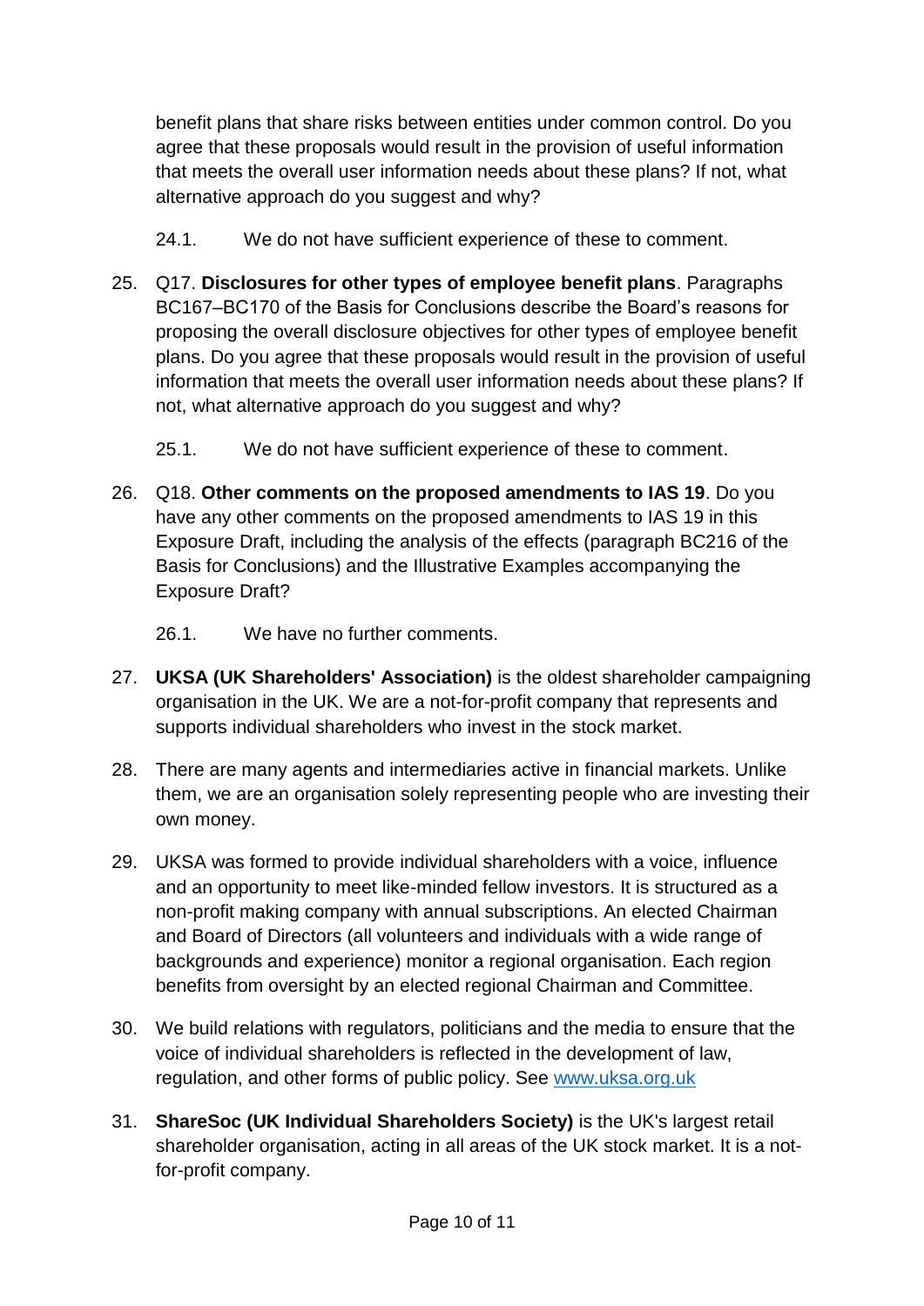benefit plans that share risks between entities under common control. Do you agree that these proposals would result in the provision of useful information that meets the overall user information needs about these plans? If not, what alternative approach do you suggest and why?

24.1. We do not have sufficient experience of these to comment.

25. Q17. **Disclosures for other types of employee benefit plans**. Paragraphs BC167–BC170 of the Basis for Conclusions describe the Board's reasons for proposing the overall disclosure objectives for other types of employee benefit plans. Do you agree that these proposals would result in the provision of useful information that meets the overall user information needs about these plans? If not, what alternative approach do you suggest and why?

    25.1. We do not have sufficient experience of these to comment.

26. Q18. **Other comments on the proposed amendments to IAS 19**. Do you have any other comments on the proposed amendments to IAS 19 in this Exposure Draft, including the analysis of the effects (paragraph BC216 of the Basis for Conclusions) and the Illustrative Examples accompanying the Exposure Draft?

    26.1. We have no further comments.

27. **UKSA (UK Shareholders' Association)** is the oldest shareholder campaigning organisation in the UK. We are a not-for-profit company that represents and supports individual shareholders who invest in the stock market.

28. There are many agents and intermediaries active in financial markets. Unlike them, we are an organisation solely representing people who are investing their own money.

29. UKSA was formed to provide individual shareholders with a voice, influence and an opportunity to meet like-minded fellow investors. It is structured as a non-profit making company with annual subscriptions. An elected Chairman and Board of Directors (all volunteers and individuals with a wide range of backgrounds and experience) monitor a regional organisation. Each region benefits from oversight by an elected regional Chairman and Committee.

30. We build relations with regulators, politicians and the media to ensure that the voice of individual shareholders is reflected in the development of law, regulation, and other forms of public policy. See [www.uksa.org.uk](http://www.uksa.org.uk)

31. **ShareSoc (UK Individual Shareholders Society)** is the UK's largest retail shareholder organisation, acting in all areas of the UK stock market. It is a not-for-profit company.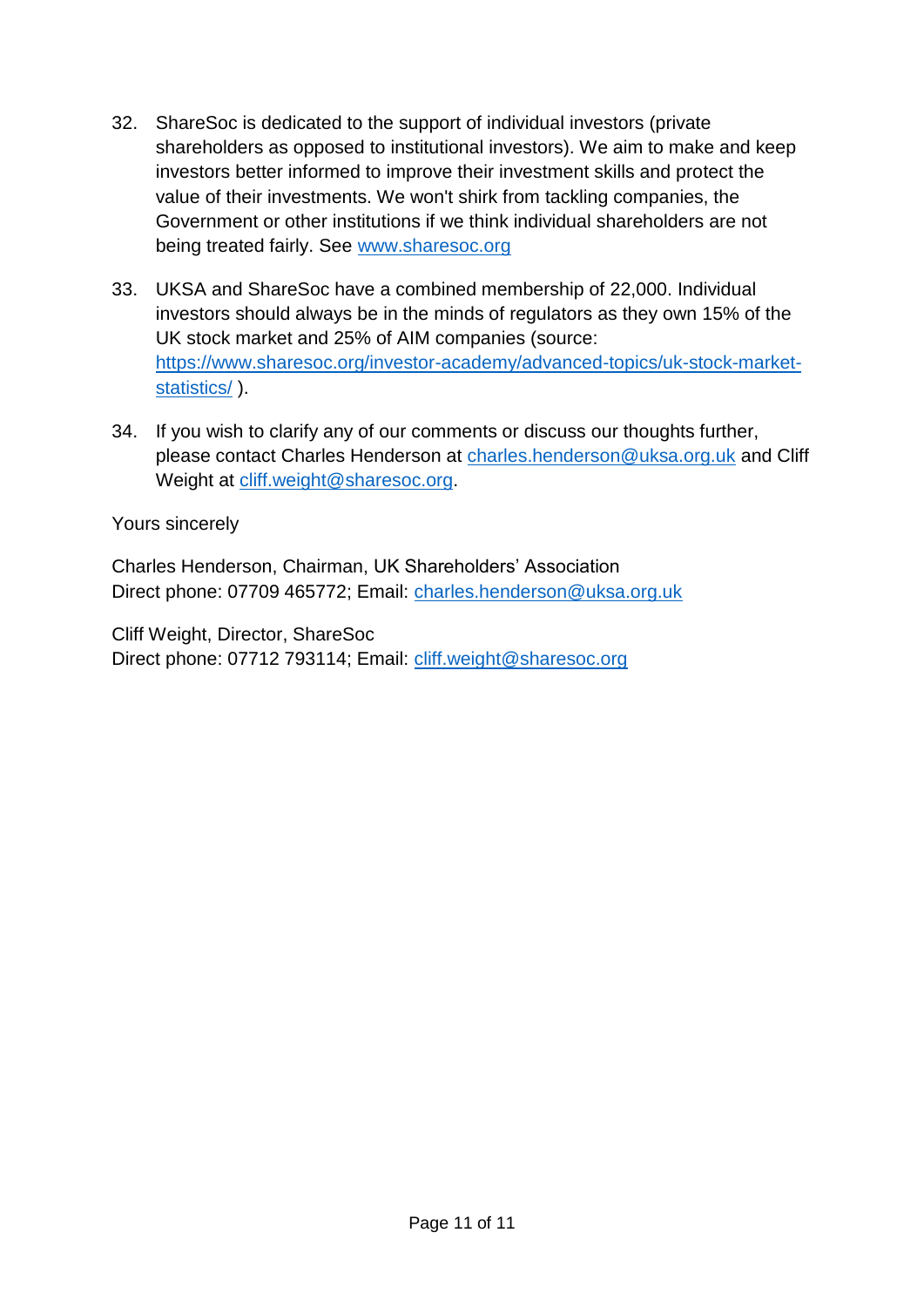32. ShareSoc is dedicated to the support of individual investors (private shareholders as opposed to institutional investors). We aim to make and keep investors better informed to improve their investment skills and protect the value of their investments. We won't shirk from tackling companies, the Government or other institutions if we think individual shareholders are not being treated fairly. See [www.sharesoc.org](www.sharesoc.org)

33. UKSA and ShareSoc have a combined membership of 22,000. Individual investors should always be in the minds of regulators as they own 15% of the UK stock market and 25% of AIM companies (source: [https://www.sharesoc.org/investor-academy/advanced-topics/uk-stock-market-statistics/](https://www.sharesoc.org/investor-academy/advanced-topics/uk-stock-market-statistics/) ).

34. If you wish to clarify any of our comments or discuss our thoughts further, please contact Charles Henderson at [charles.henderson@uksa.org.uk](mailto:charles.henderson@uksa.org.uk) and Cliff Weight at [cliff.weight@sharesoc.org](mailto:cliff.weight@sharesoc.org).

Yours sincerely

Charles Henderson, Chairman, UK Shareholders' Association
Direct phone: 07709 465772; Email: [charles.henderson@uksa.org.uk](mailto:charles.henderson@uksa.org.uk)

Cliff Weight, Director, ShareSoc
Direct phone: 07712 793114; Email: [cliff.weight@sharesoc.org](mailto:cliff.weight@sharesoc.org)